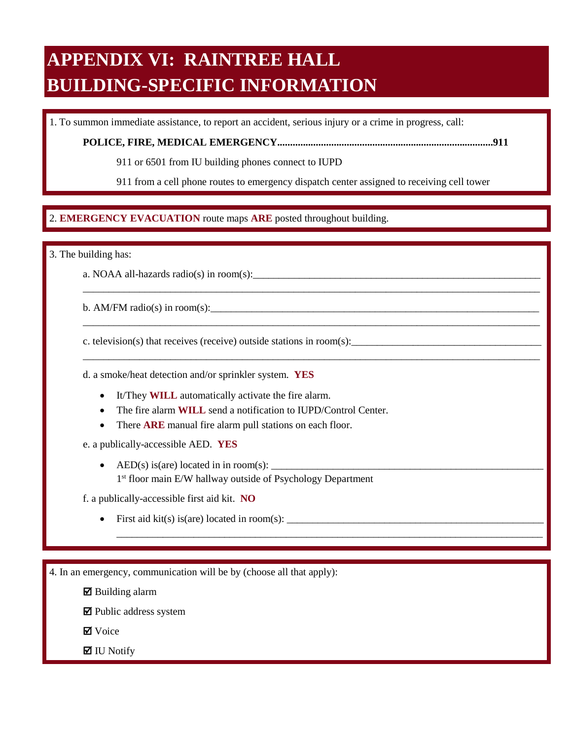# APPENDIX VI: RAINTREE HALL BUILDING-SPECIFIC INFORMATION

1. To summon immediate assistance, to report an accident, serious injury or a crime in progress, call:

   **POLICE, FIRE, MEDICAL EMERGENCY....................................................................................911**

   911 or 6501 from IU building phones connect to IUPD

   911 from a cell phone routes to emergency dispatch center assigned to receiving cell tower

2. **EMERGENCY EVACUATION** route maps **ARE** posted throughout building.

3. The building has:

   a. NOAA all-hazards radio(s) in room(s):____________________________________________________________

   ______________________________________________________________________________________________

   b. AM/FM radio(s) in room(s):____________________________________________________________________

   ______________________________________________________________________________________________

   c. television(s) that receives (receive) outside stations in room(s):_____________________________________

   ______________________________________________________________________________________________

   d. a smoke/heat detection and/or sprinkler system. **YES**

   - It/They **WILL** automatically activate the fire alarm.
   - The fire alarm **WILL** send a notification to IUPD/Control Center.
   - There **ARE** manual fire alarm pull stations on each floor.

   e. a publically-accessible AED. **YES**

   - AED(s) is(are) located in in room(s): ________________________________________________________
     1st floor main E/W hallway outside of Psychology Department

   f. a publically-accessible first aid kit. **NO**

   - First aid kit(s) is(are) located in room(s): ___________________________________________________

     ________________________________________________________________________________________

4. In an emergency, communication will be by (choose all that apply):

   ☑ Building alarm

   ☑ Public address system

   ☑ Voice

   ☑ IU Notify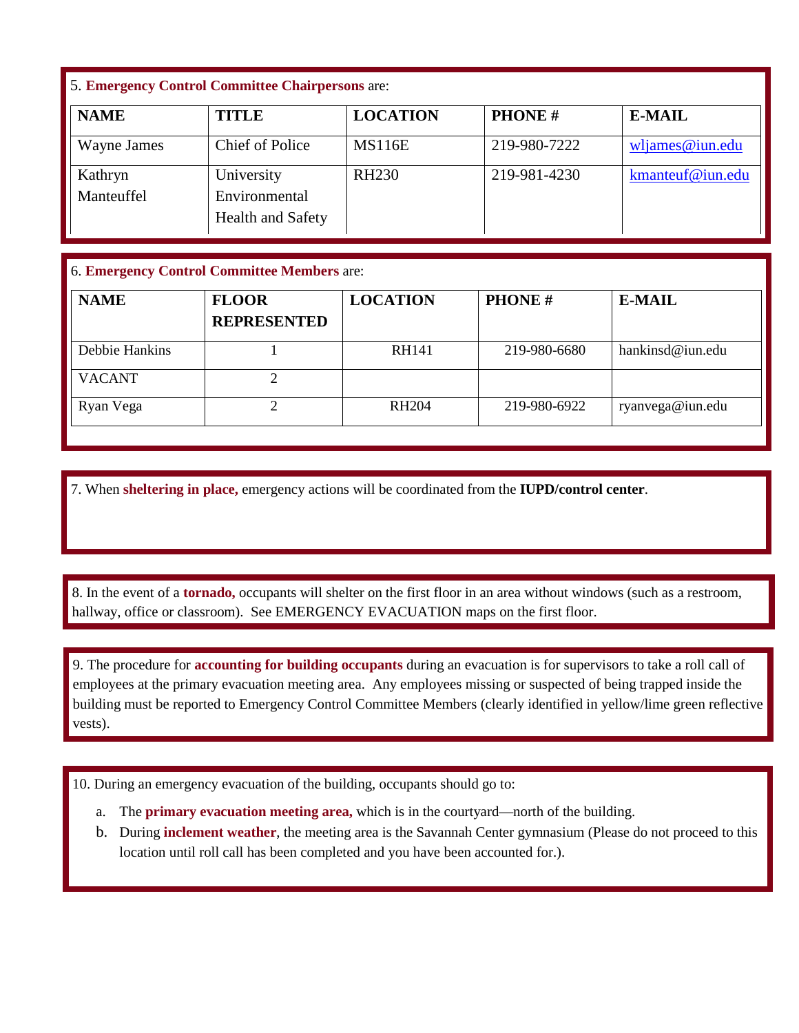5. **Emergency Control Committee Chairpersons** are:

| NAME | TITLE | LOCATION | PHONE # | E-MAIL |
|---|---|---|---|---|
| Wayne James | Chief of Police | MS116E | 219-980-7222 | wljames@iun.edu |
| Kathryn Manteuffel | University Environmental Health and Safety | RH230 | 219-981-4230 | kmanteuf@iun.edu |

6. **Emergency Control Committee Members** are:

| NAME | FLOOR REPRESENTED | LOCATION | PHONE # | E-MAIL |
|---|---|---|---|---|
| Debbie Hankins | 1 | RH141 | 219-980-6680 | hankinsd@iun.edu |
| VACANT | 2 | | | |
| Ryan Vega | 2 | RH204 | 219-980-6922 | ryanvega@iun.edu |

7. When **sheltering in place,** emergency actions will be coordinated from the **IUPD/control center**.

8. In the event of a **tornado,** occupants will shelter on the first floor in an area without windows (such as a restroom, hallway, office or classroom). See EMERGENCY EVACUATION maps on the first floor.

9. The procedure for **accounting for building occupants** during an evacuation is for supervisors to take a roll call of employees at the primary evacuation meeting area. Any employees missing or suspected of being trapped inside the building must be reported to Emergency Control Committee Members (clearly identified in yellow/lime green reflective vests).

10. During an emergency evacuation of the building, occupants should go to:

a. The **primary evacuation meeting area,** which is in the courtyard—north of the building.

b. During **inclement weather**, the meeting area is the Savannah Center gymnasium (Please do not proceed to this location until roll call has been completed and you have been accounted for.).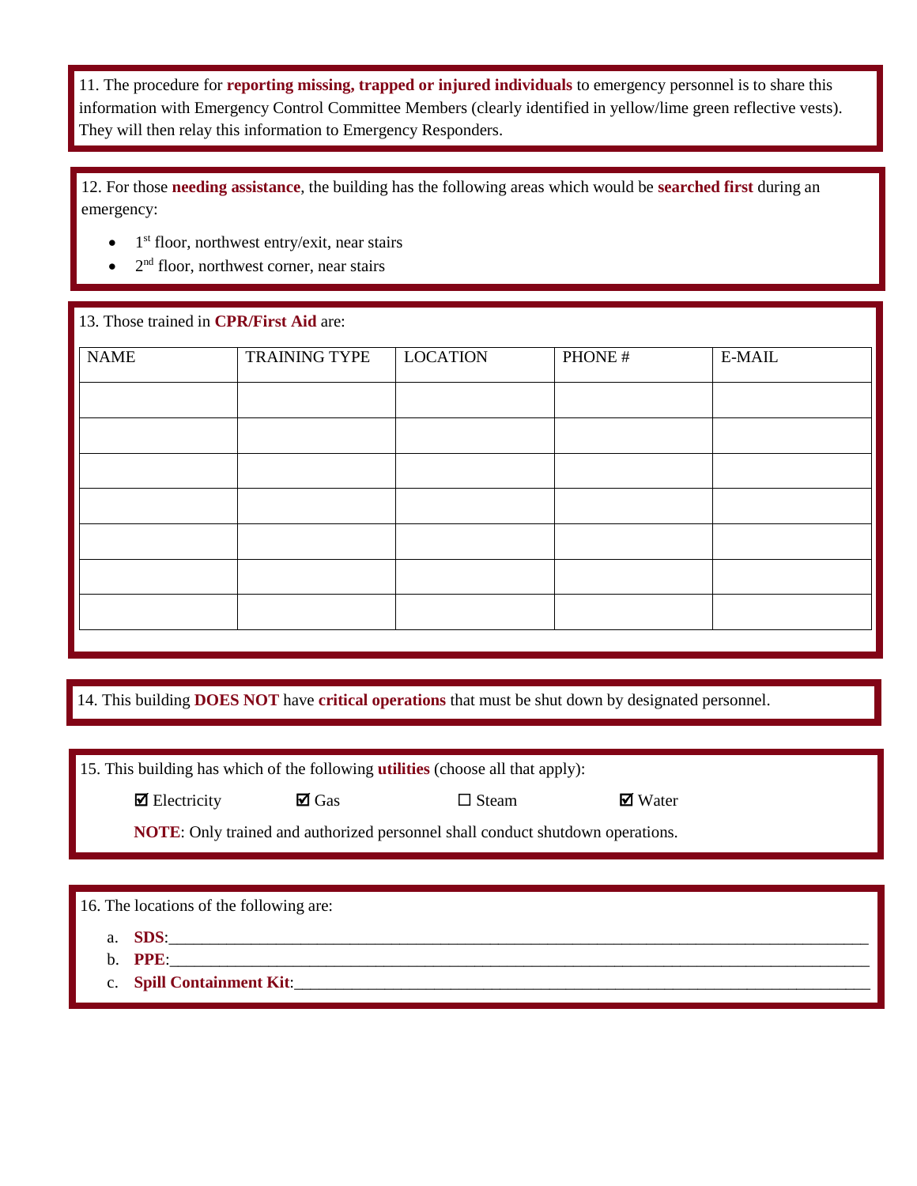11. The procedure for **reporting missing, trapped or injured individuals** to emergency personnel is to share this information with Emergency Control Committee Members (clearly identified in yellow/lime green reflective vests). They will then relay this information to Emergency Responders.

12. For those **needing assistance**, the building has the following areas which would be **searched first** during an emergency:

- 1st floor, northwest entry/exit, near stairs
- 2nd floor, northwest corner, near stairs

13. Those trained in **CPR/First Aid** are:

| NAME | TRAINING TYPE | LOCATION | PHONE # | E-MAIL |
|---|---|---|---|---|
| | | | | |
| | | | | |
| | | | | |
| | | | | |
| | | | | |
| | | | | |
| | | | | |

14. This building **DOES NOT** have **critical operations** that must be shut down by designated personnel.

15. This building has which of the following **utilities** (choose all that apply):

☑ Electricity ☑ Gas ☐ Steam ☑ Water

**NOTE**: Only trained and authorized personnel shall conduct shutdown operations.

16. The locations of the following are:

a. **SDS**:\_\_\_\_\_\_\_\_\_\_\_\_\_\_\_\_\_\_\_\_\_\_\_\_\_\_\_\_\_\_\_\_\_\_\_\_\_\_\_\_

b. **PPE**:\_\_\_\_\_\_\_\_\_\_\_\_\_\_\_\_\_\_\_\_\_\_\_\_\_\_\_\_\_\_\_\_\_\_\_\_\_\_\_\_

c. **Spill Containment Kit**:\_\_\_\_\_\_\_\_\_\_\_\_\_\_\_\_\_\_\_\_\_\_\_\_\_\_\_\_\_\_\_\_\_\_